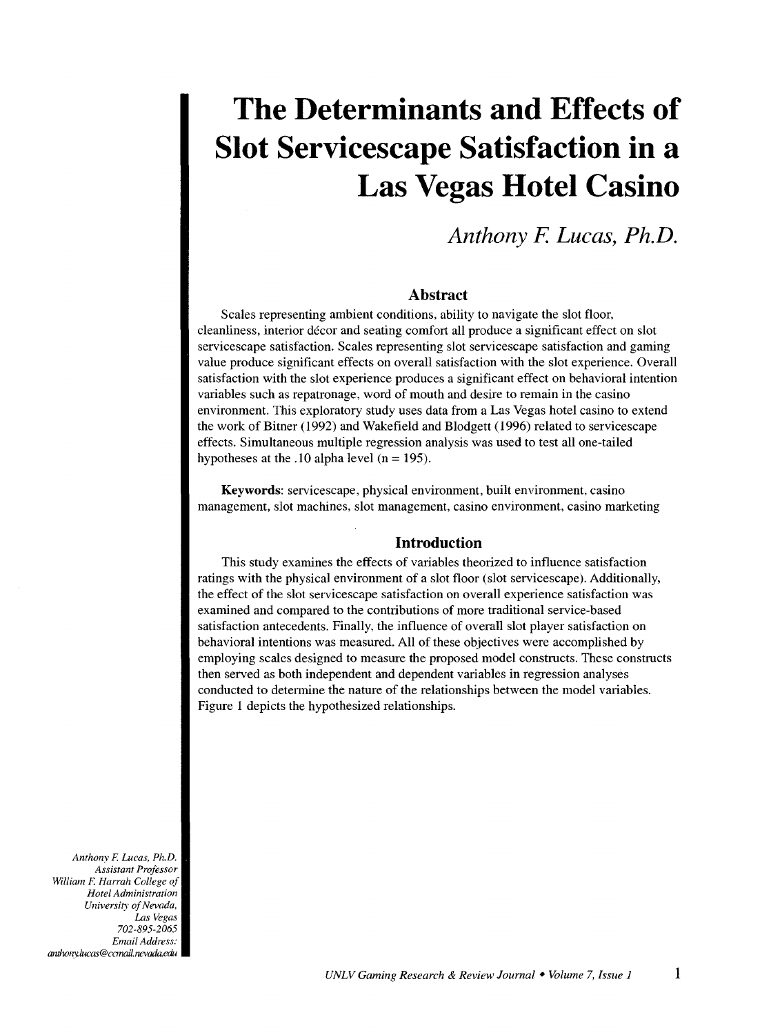# The Determinants and Effects of Slot Servicescape Satisfaction in a Las Vegas Hotel Casino

*Anthony F. Lucas, Ph.D.*

## Abstract

Scales representing ambient conditions, ability to navigate the slot floor, cleanliness, interior décor and seating comfort all produce a significant effect on slot servicescape satisfaction. Scales representing slot servicescape satisfaction and gaming value produce significant effects on overall satisfaction with the slot experience. Overall satisfaction with the slot experience produces a significant effect on behavioral intention variables such as repatronage, word of mouth and desire to remain in the casino environment. This exploratory study uses data from a Las Vegas hotel casino to extend the work of Bitner (1992) and Wakefield and Blodgett (1996) related to servicescape effects. Simultaneous multiple regression analysis was used to test all one-tailed hypotheses at the .10 alpha level (n = 195).

**Keywords**: servicescape, physical environment, built environment, casino management, slot machines, slot management, casino environment, casino marketing

## Introduction

This study examines the effects of variables theorized to influence satisfaction ratings with the physical environment of a slot floor (slot servicescape). Additionally, the effect of the slot servicescape satisfaction on overall experience satisfaction was examined and compared to the contributions of more traditional service-based satisfaction antecedents. Finally, the influence of overall slot player satisfaction on behavioral intentions was measured. All of these objectives were accomplished by employing scales designed to measure the proposed model constructs. These constructs then served as both independent and dependent variables in regression analyses conducted to determine the nature of the relationships between the model variables. Figure 1 depicts the hypothesized relationships.

*Anthony F. Lucas, Ph.D.*
*Assistant Professor*
*William F. Harrah College of Hotel Administration*
*University of Nevada, Las Vegas*
*702-895-2065*
*Email Address: anthony.lucas@ccmail.nevada.edu*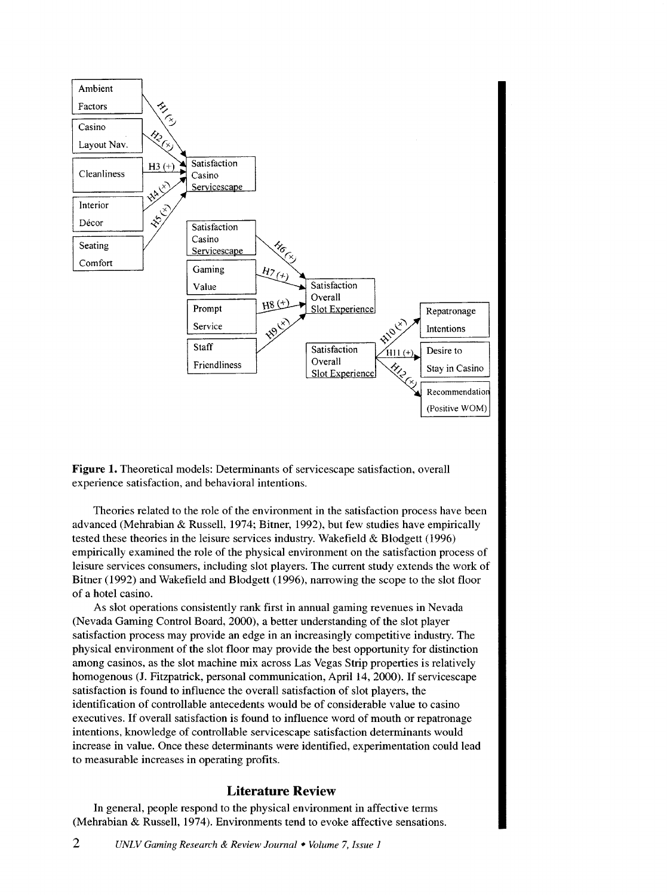Figure 1. Theoretical models: Determinants of servicescape satisfaction, overall experience satisfaction, and behavioral intentions.

Theories related to the role of the environment in the satisfaction process have been advanced (Mehrabian & Russell, 1974; Bitner, 1992), but few studies have empirically tested these theories in the leisure services industry. Wakefield & Blodgett (1996) empirically examined the role of the physical environment on the satisfaction process of leisure services consumers, including slot players. The current study extends the work of Bitner (1992) and Wakefield and Blodgett (1996), narrowing the scope to the slot floor of a hotel casino.

As slot operations consistently rank first in annual gaming revenues in Nevada (Nevada Gaming Control Board, 2000), a better understanding of the slot player satisfaction process may provide an edge in an increasingly competitive industry. The physical environment of the slot floor may provide the best opportunity for distinction among casinos, as the slot machine mix across Las Vegas Strip properties is relatively homogenous (J. Fitzpatrick, personal communication, April 14, 2000). If servicescape satisfaction is found to influence the overall satisfaction of slot players, the identification of controllable antecedents would be of considerable value to casino executives. If overall satisfaction is found to influence word of mouth or repatronage intentions, knowledge of controllable servicescape satisfaction determinants would increase in value. Once these determinants were identified, experimentation could lead to measurable increases in operating profits.

## Literature Review

In general, people respond to the physical environment in affective terms (Mehrabian & Russell, 1974). Environments tend to evoke affective sensations.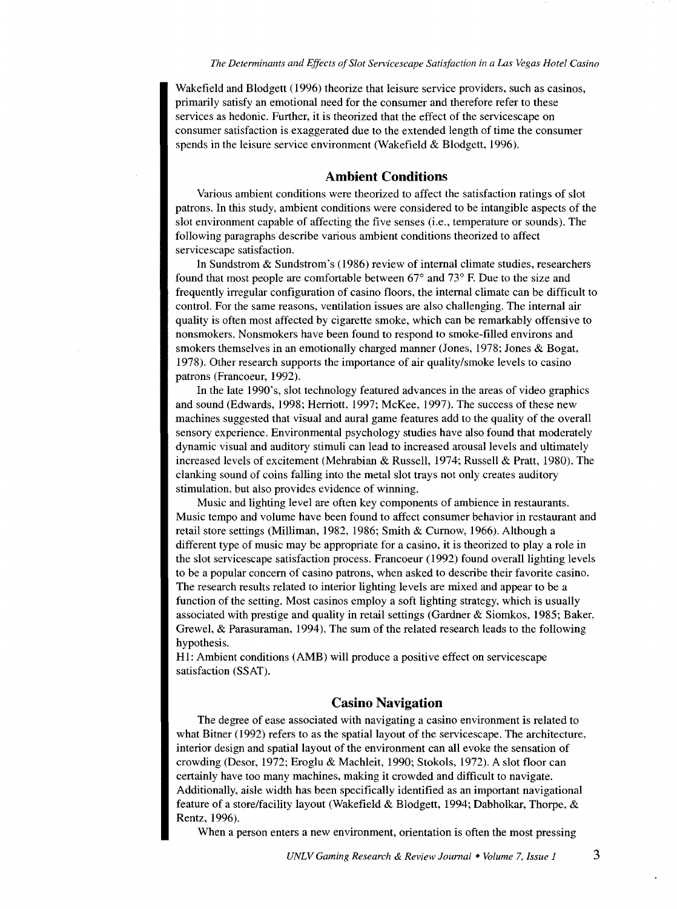Wakefield and Blodgett (1996) theorize that leisure service providers, such as casinos, primarily satisfy an emotional need for the consumer and therefore refer to these services as hedonic. Further, it is theorized that the effect of the servicescape on consumer satisfaction is exaggerated due to the extended length of time the consumer spends in the leisure service environment (Wakefield & Blodgett, 1996).

## Ambient Conditions

Various ambient conditions were theorized to affect the satisfaction ratings of slot patrons. In this study, ambient conditions were considered to be intangible aspects of the slot environment capable of affecting the five senses (i.e., temperature or sounds). The following paragraphs describe various ambient conditions theorized to affect servicescape satisfaction.

In Sundstrom & Sundstrom's (1986) review of internal climate studies, researchers found that most people are comfortable between 67° and 73° F. Due to the size and frequently irregular configuration of casino floors, the internal climate can be difficult to control. For the same reasons, ventilation issues are also challenging. The internal air quality is often most affected by cigarette smoke, which can be remarkably offensive to nonsmokers. Nonsmokers have been found to respond to smoke-filled environs and smokers themselves in an emotionally charged manner (Jones, 1978; Jones & Bogat, 1978). Other research supports the importance of air quality/smoke levels to casino patrons (Francoeur, 1992).

In the late 1990's, slot technology featured advances in the areas of video graphics and sound (Edwards, 1998; Herriott, 1997; McKee, 1997). The success of these new machines suggested that visual and aural game features add to the quality of the overall sensory experience. Environmental psychology studies have also found that moderately dynamic visual and auditory stimuli can lead to increased arousal levels and ultimately increased levels of excitement (Mehrabian & Russell, 1974; Russell & Pratt, 1980). The clanking sound of coins falling into the metal slot trays not only creates auditory stimulation, but also provides evidence of winning.

Music and lighting level are often key components of ambience in restaurants. Music tempo and volume have been found to affect consumer behavior in restaurant and retail store settings (Milliman, 1982, 1986; Smith & Curnow, 1966). Although a different type of music may be appropriate for a casino, it is theorized to play a role in the slot servicescape satisfaction process. Francoeur (1992) found overall lighting levels to be a popular concern of casino patrons, when asked to describe their favorite casino. The research results related to interior lighting levels are mixed and appear to be a function of the setting. Most casinos employ a soft lighting strategy, which is usually associated with prestige and quality in retail settings (Gardner & Siomkos, 1985; Baker, Grewel, & Parasuraman, 1994). The sum of the related research leads to the following hypothesis.

H1: Ambient conditions (AMB) will produce a positive effect on servicescape satisfaction (SSAT).

## Casino Navigation

The degree of ease associated with navigating a casino environment is related to what Bitner (1992) refers to as the spatial layout of the servicescape. The architecture, interior design and spatial layout of the environment can all evoke the sensation of crowding (Desor, 1972; Eroglu & Machleit, 1990; Stokols, 1972). A slot floor can certainly have too many machines, making it crowded and difficult to navigate. Additionally, aisle width has been specifically identified as an important navigational feature of a store/facility layout (Wakefield & Blodgett, 1994; Dabholkar, Thorpe, & Rentz, 1996).

When a person enters a new environment, orientation is often the most pressing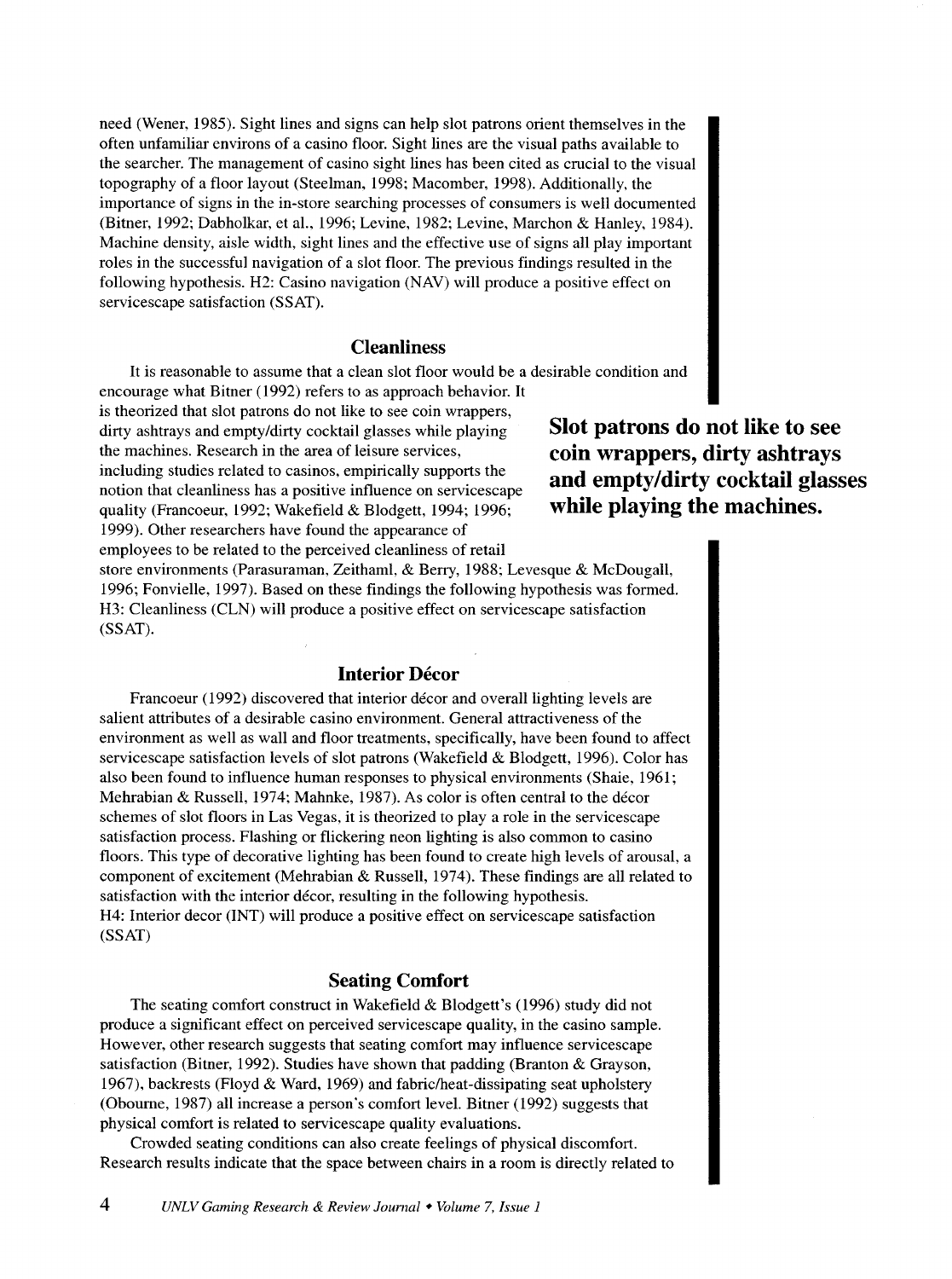need (Wener, 1985). Sight lines and signs can help slot patrons orient themselves in the often unfamiliar environs of a casino floor. Sight lines are the visual paths available to the searcher. The management of casino sight lines has been cited as crucial to the visual topography of a floor layout (Steelman, 1998; Macomber, 1998). Additionally, the importance of signs in the in-store searching processes of consumers is well documented (Bitner, 1992; Dabholkar, et al., 1996; Levine, 1982; Levine, Marchon & Hanley, 1984). Machine density, aisle width, sight lines and the effective use of signs all play important roles in the successful navigation of a slot floor. The previous findings resulted in the following hypothesis. H2: Casino navigation (NAV) will produce a positive effect on servicescape satisfaction (SSAT).

### Cleanliness

It is reasonable to assume that a clean slot floor would be a desirable condition and encourage what Bitner (1992) refers to as approach behavior. It is theorized that slot patrons do not like to see coin wrappers, dirty ashtrays and empty/dirty cocktail glasses while playing the machines. Research in the area of leisure services, including studies related to casinos, empirically supports the notion that cleanliness has a positive influence on servicescape quality (Francoeur, 1992; Wakefield & Blodgett, 1994; 1996; 1999). Other researchers have found the appearance of employees to be related to the perceived cleanliness of retail store environments (Parasuraman, Zeithaml, & Berry, 1988; Levesque & McDougall, 1996; Fonvielle, 1997). Based on these findings the following hypothesis was formed. H3: Cleanliness (CLN) will produce a positive effect on servicescape satisfaction (SSAT).

**Slot patrons do not like to see coin wrappers, dirty ashtrays and empty/dirty cocktail glasses while playing the machines.**

### Interior Décor

Francoeur (1992) discovered that interior décor and overall lighting levels are salient attributes of a desirable casino environment. General attractiveness of the environment as well as wall and floor treatments, specifically, have been found to affect servicescape satisfaction levels of slot patrons (Wakefield & Blodgett, 1996). Color has also been found to influence human responses to physical environments (Shaie, 1961; Mehrabian & Russell, 1974; Mahnke, 1987). As color is often central to the décor schemes of slot floors in Las Vegas, it is theorized to play a role in the servicescape satisfaction process. Flashing or flickering neon lighting is also common to casino floors. This type of decorative lighting has been found to create high levels of arousal, a component of excitement (Mehrabian & Russell, 1974). These findings are all related to satisfaction with the interior décor, resulting in the following hypothesis.
H4: Interior decor (INT) will produce a positive effect on servicescape satisfaction (SSAT)

### Seating Comfort

The seating comfort construct in Wakefield & Blodgett's (1996) study did not produce a significant effect on perceived servicescape quality, in the casino sample. However, other research suggests that seating comfort may influence servicescape satisfaction (Bitner, 1992). Studies have shown that padding (Branton & Grayson, 1967), backrests (Floyd & Ward, 1969) and fabric/heat-dissipating seat upholstery (Obourne, 1987) all increase a person's comfort level. Bitner (1992) suggests that physical comfort is related to servicescape quality evaluations.

Crowded seating conditions can also create feelings of physical discomfort. Research results indicate that the space between chairs in a room is directly related to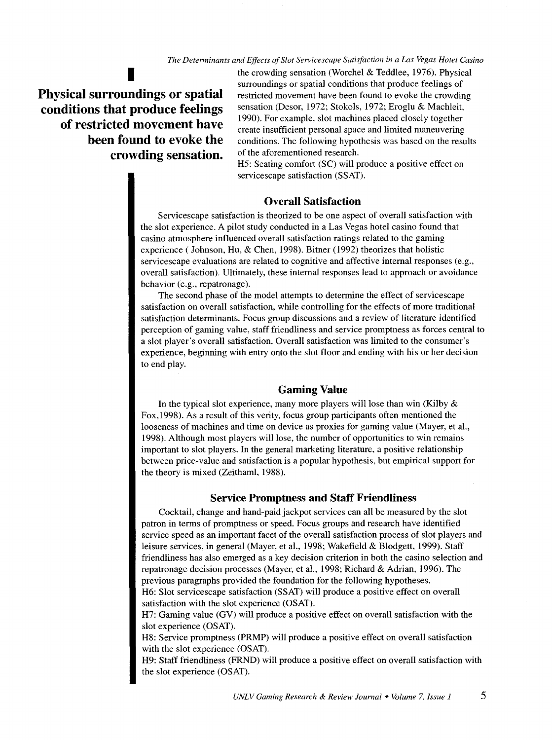the crowding sensation (Worchel & Teddlee, 1976). Physical surroundings or spatial conditions that produce feelings of restricted movement have been found to evoke the crowding sensation (Desor, 1972; Stokols, 1972; Eroglu & Machleit, 1990). For example, slot machines placed closely together create insufficient personal space and limited maneuvering conditions. The following hypothesis was based on the results of the aforementioned research.

**Physical surroundings or spatial conditions that produce feelings of restricted movement have been found to evoke the crowding sensation.**

H5: Seating comfort (SC) will produce a positive effect on servicescape satisfaction (SSAT).

## Overall Satisfaction

Servicescape satisfaction is theorized to be one aspect of overall satisfaction with the slot experience. A pilot study conducted in a Las Vegas hotel casino found that casino atmosphere influenced overall satisfaction ratings related to the gaming experience ( Johnson, Hu, & Chen, 1998). Bitner (1992) theorizes that holistic servicescape evaluations are related to cognitive and affective internal responses (e.g., overall satisfaction). Ultimately, these internal responses lead to approach or avoidance behavior (e.g., repatronage).

The second phase of the model attempts to determine the effect of servicescape satisfaction on overall satisfaction, while controlling for the effects of more traditional satisfaction determinants. Focus group discussions and a review of literature identified perception of gaming value, staff friendliness and service promptness as forces central to a slot player's overall satisfaction. Overall satisfaction was limited to the consumer's experience, beginning with entry onto the slot floor and ending with his or her decision to end play.

## Gaming Value

In the typical slot experience, many more players will lose than win (Kilby & Fox,1998). As a result of this verity, focus group participants often mentioned the looseness of machines and time on device as proxies for gaming value (Mayer, et al., 1998). Although most players will lose, the number of opportunities to win remains important to slot players. In the general marketing literature, a positive relationship between price-value and satisfaction is a popular hypothesis, but empirical support for the theory is mixed (Zeithaml, 1988).

## Service Promptness and Staff Friendliness

Cocktail, change and hand-paid jackpot services can all be measured by the slot patron in terms of promptness or speed. Focus groups and research have identified service speed as an important facet of the overall satisfaction process of slot players and leisure services, in general (Mayer, et al., 1998; Wakefield & Blodgett, 1999). Staff friendliness has also emerged as a key decision criterion in both the casino selection and repatronage decision processes (Mayer, et al., 1998; Richard & Adrian, 1996). The previous paragraphs provided the foundation for the following hypotheses.

H6: Slot servicescape satisfaction (SSAT) will produce a positive effect on overall satisfaction with the slot experience (OSAT).

H7: Gaming value (GV) will produce a positive effect on overall satisfaction with the slot experience (OSAT).

H8: Service promptness (PRMP) will produce a positive effect on overall satisfaction with the slot experience (OSAT).

H9: Staff friendliness (FRND) will produce a positive effect on overall satisfaction with the slot experience (OSAT).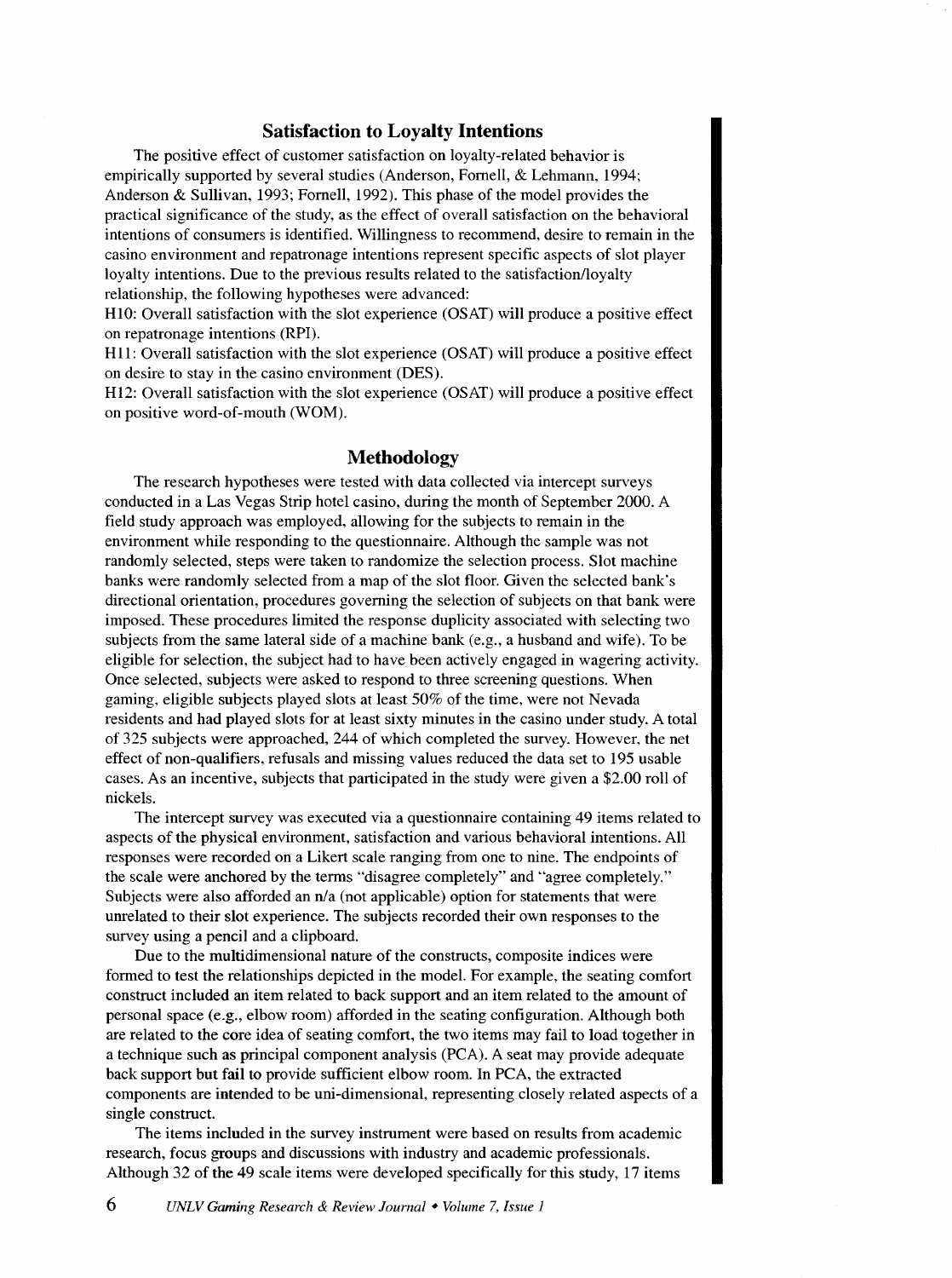## Satisfaction to Loyalty Intentions

The positive effect of customer satisfaction on loyalty-related behavior is empirically supported by several studies (Anderson, Fornell, & Lehmann, 1994; Anderson & Sullivan, 1993; Fornell, 1992). This phase of the model provides the practical significance of the study, as the effect of overall satisfaction on the behavioral intentions of consumers is identified. Willingness to recommend, desire to remain in the casino environment and repatronage intentions represent specific aspects of slot player loyalty intentions. Due to the previous results related to the satisfaction/loyalty relationship, the following hypotheses were advanced:

H10: Overall satisfaction with the slot experience (OSAT) will produce a positive effect on repatronage intentions (RPI).

H11: Overall satisfaction with the slot experience (OSAT) will produce a positive effect on desire to stay in the casino environment (DES).

H12: Overall satisfaction with the slot experience (OSAT) will produce a positive effect on positive word-of-mouth (WOM).

## Methodology

The research hypotheses were tested with data collected via intercept surveys conducted in a Las Vegas Strip hotel casino, during the month of September 2000. A field study approach was employed, allowing for the subjects to remain in the environment while responding to the questionnaire. Although the sample was not randomly selected, steps were taken to randomize the selection process. Slot machine banks were randomly selected from a map of the slot floor. Given the selected bank's directional orientation, procedures governing the selection of subjects on that bank were imposed. These procedures limited the response duplicity associated with selecting two subjects from the same lateral side of a machine bank (e.g., a husband and wife). To be eligible for selection, the subject had to have been actively engaged in wagering activity. Once selected, subjects were asked to respond to three screening questions. When gaming, eligible subjects played slots at least 50% of the time, were not Nevada residents and had played slots for at least sixty minutes in the casino under study. A total of 325 subjects were approached, 244 of which completed the survey. However, the net effect of non-qualifiers, refusals and missing values reduced the data set to 195 usable cases. As an incentive, subjects that participated in the study were given a $2.00 roll of nickels.

The intercept survey was executed via a questionnaire containing 49 items related to aspects of the physical environment, satisfaction and various behavioral intentions. All responses were recorded on a Likert scale ranging from one to nine. The endpoints of the scale were anchored by the terms "disagree completely" and "agree completely." Subjects were also afforded an n/a (not applicable) option for statements that were unrelated to their slot experience. The subjects recorded their own responses to the survey using a pencil and a clipboard.

Due to the multidimensional nature of the constructs, composite indices were formed to test the relationships depicted in the model. For example, the seating comfort construct included an item related to back support and an item related to the amount of personal space (e.g., elbow room) afforded in the seating configuration. Although both are related to the core idea of seating comfort, the two items may fail to load together in a technique such as principal component analysis (PCA). A seat may provide adequate back support but fail to provide sufficient elbow room. In PCA, the extracted components are intended to be uni-dimensional, representing closely related aspects of a single construct.

The items included in the survey instrument were based on results from academic research, focus groups and discussions with industry and academic professionals. Although 32 of the 49 scale items were developed specifically for this study, 17 items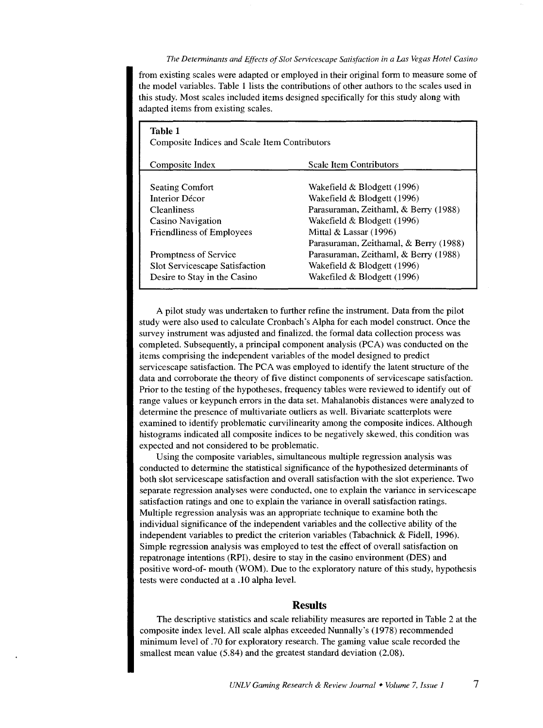from existing scales were adapted or employed in their original form to measure some of the model variables. Table 1 lists the contributions of other authors to the scales used in this study. Most scales included items designed specifically for this study along with adapted items from existing scales.

**Table 1**
Composite Indices and Scale Item Contributors

| Composite Index | Scale Item Contributors |
|---|---|
| Seating Comfort | Wakefield & Blodgett (1996) |
| Interior Décor | Wakefield & Blodgett (1996) |
| Cleanliness | Parasuraman, Zeithaml, & Berry (1988) |
| Casino Navigation | Wakefield & Blodgett (1996) |
| Friendliness of Employees | Mittal & Lassar (1996)<br>Parasuraman, Zeithamal, & Berry (1988) |
| Promptness of Service | Parasuraman, Zeithaml, & Berry (1988) |
| Slot Servicescape Satisfaction | Wakefield & Blodgett (1996) |
| Desire to Stay in the Casino | Wakefiled & Blodgett (1996) |

A pilot study was undertaken to further refine the instrument. Data from the pilot study were also used to calculate Cronbach's Alpha for each model construct. Once the survey instrument was adjusted and finalized, the formal data collection process was completed. Subsequently, a principal component analysis (PCA) was conducted on the items comprising the independent variables of the model designed to predict servicescape satisfaction. The PCA was employed to identify the latent structure of the data and corroborate the theory of five distinct components of servicescape satisfaction. Prior to the testing of the hypotheses, frequency tables were reviewed to identify out of range values or keypunch errors in the data set. Mahalanobis distances were analyzed to determine the presence of multivariate outliers as well. Bivariate scatterplots were examined to identify problematic curvilinearity among the composite indices. Although histograms indicated all composite indices to be negatively skewed, this condition was expected and not considered to be problematic.

Using the composite variables, simultaneous multiple regression analysis was conducted to determine the statistical significance of the hypothesized determinants of both slot servicescape satisfaction and overall satisfaction with the slot experience. Two separate regression analyses were conducted, one to explain the variance in servicescape satisfaction ratings and one to explain the variance in overall satisfaction ratings. Multiple regression analysis was an appropriate technique to examine both the individual significance of the independent variables and the collective ability of the independent variables to predict the criterion variables (Tabachnick & Fidell, 1996). Simple regression analysis was employed to test the effect of overall satisfaction on repatronage intentions (RPI), desire to stay in the casino environment (DES) and positive word-of- mouth (WOM). Due to the exploratory nature of this study, hypothesis tests were conducted at a .10 alpha level.

## Results

The descriptive statistics and scale reliability measures are reported in Table 2 at the composite index level. All scale alphas exceeded Nunnally's (1978) recommended minimum level of .70 for exploratory research. The gaming value scale recorded the smallest mean value (5.84) and the greatest standard deviation (2.08).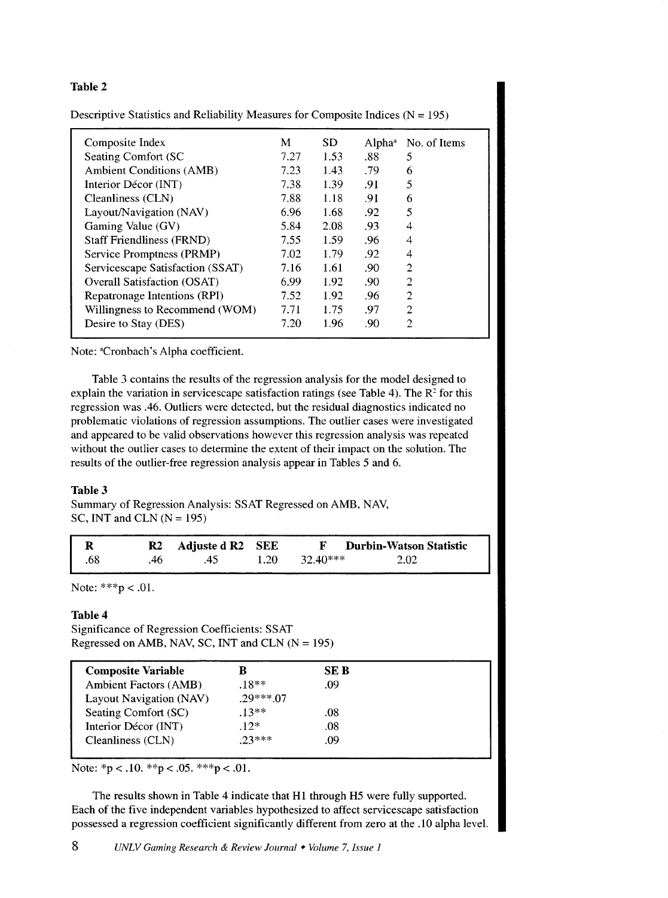**Table 2**

Descriptive Statistics and Reliability Measures for Composite Indices (N = 195)

| Composite Index | M | SD | Alpha[a] | No. of Items |
|---|---|---|---|---|
| Seating Comfort (SC | 7.27 | 1.53 | .88 | 5 |
| Ambient Conditions (AMB) | 7.23 | 1.43 | .79 | 6 |
| Interior Décor (INT) | 7.38 | 1.39 | .91 | 5 |
| Cleanliness (CLN) | 7.88 | 1.18 | .91 | 6 |
| Layout/Navigation (NAV) | 6.96 | 1.68 | .92 | 5 |
| Gaming Value (GV) | 5.84 | 2.08 | .93 | 4 |
| Staff Friendliness (FRND) | 7.55 | 1.59 | .96 | 4 |
| Service Promptness (PRMP) | 7.02 | 1.79 | .92 | 4 |
| Servicescape Satisfaction (SSAT) | 7.16 | 1.61 | .90 | 2 |
| Overall Satisfaction (OSAT) | 6.99 | 1.92 | .90 | 2 |
| Repatronage Intentions (RPI) | 7.52 | 1.92 | .96 | 2 |
| Willingness to Recommend (WOM) | 7.71 | 1.75 | .97 | 2 |
| Desire to Stay (DES) | 7.20 | 1.96 | .90 | 2 |

Note: [a]Cronbach's Alpha coefficient.

Table 3 contains the results of the regression analysis for the model designed to explain the variation in servicescape satisfaction ratings (see Table 4). The $R^2$ for this regression was .46. Outliers were detected, but the residual diagnostics indicated no problematic violations of regression assumptions. The outlier cases were investigated and appeared to be valid observations however this regression analysis was repeated without the outlier cases to determine the extent of their impact on the solution. The results of the outlier-free regression analysis appear in Tables 5 and 6.

**Table 3**
Summary of Regression Analysis: SSAT Regressed on AMB, NAV, SC, INT and CLN (N = 195)

| R | R2 | Adjuste d R2 | SEE | F | Durbin-Watson Statistic |
|---|---|---|---|---|---|
| .68 | .46 | .45 | 1.20 | 32.40*** | 2.02 |

Note: ***p < .01.

**Table 4**
Significance of Regression Coefficients: SSAT Regressed on AMB, NAV, SC, INT and CLN (N = 195)

| Composite Variable | B | SE B |
|---|---|---|
| Ambient Factors (AMB) | .18** | .09 |
| Layout Navigation (NAV) | .29*** | .07 |
| Seating Comfort (SC) | .13** | .08 |
| Interior Décor (INT) | .12* | .08 |
| Cleanliness (CLN) | .23*** | .09 |

Note: *p < .10. **p < .05. ***p < .01.

The results shown in Table 4 indicate that H1 through H5 were fully supported. Each of the five independent variables hypothesized to affect servicescape satisfaction possessed a regression coefficient significantly different from zero at the .10 alpha level.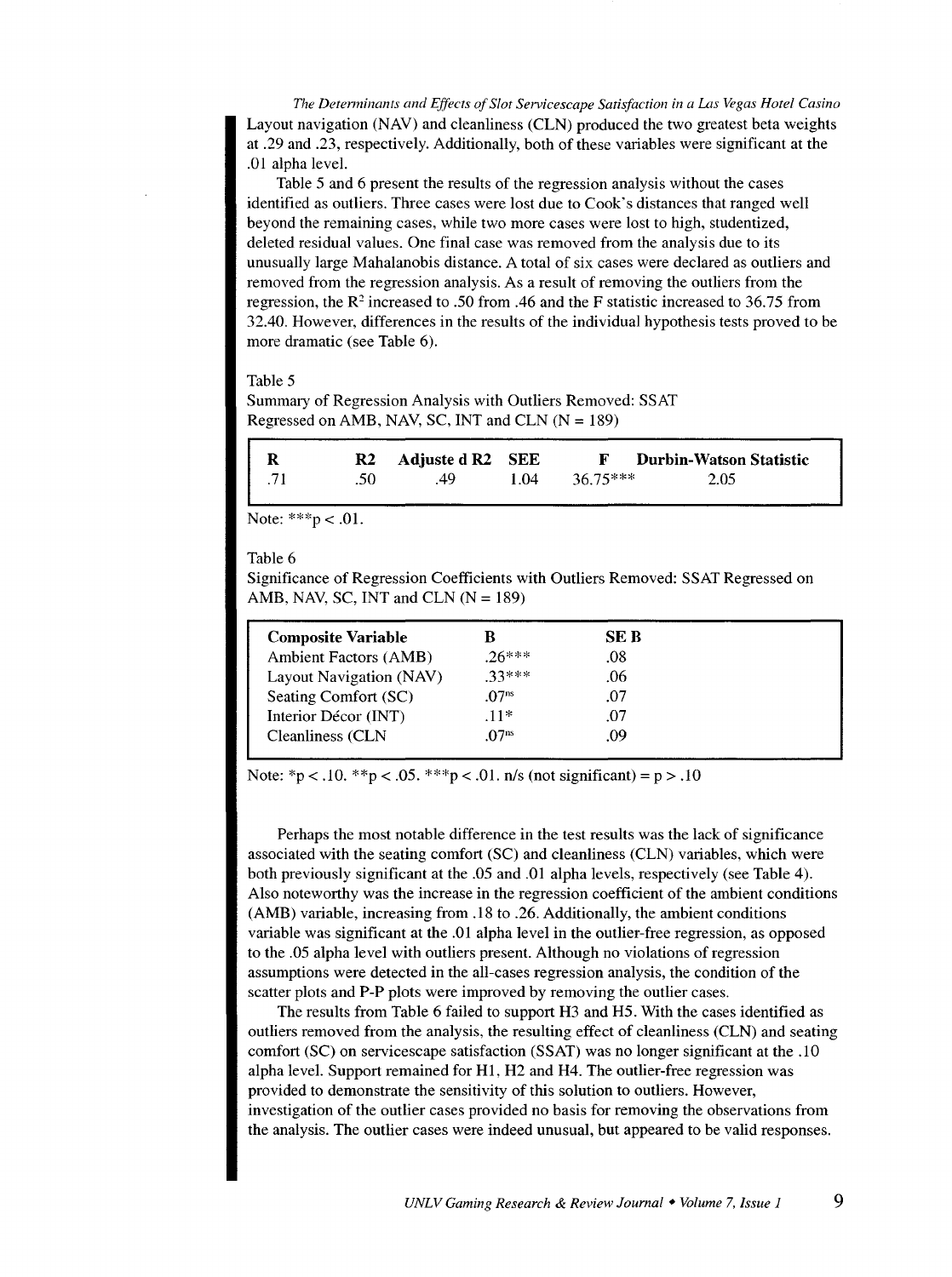Layout navigation (NAV) and cleanliness (CLN) produced the two greatest beta weights at .29 and .23, respectively. Additionally, both of these variables were significant at the .01 alpha level.

Table 5 and 6 present the results of the regression analysis without the cases identified as outliers. Three cases were lost due to Cook's distances that ranged well beyond the remaining cases, while two more cases were lost to high, studentized, deleted residual values. One final case was removed from the analysis due to its unusually large Mahalanobis distance. A total of six cases were declared as outliers and removed from the regression analysis. As a result of removing the outliers from the regression, the $R^2$ increased to .50 from .46 and the F statistic increased to 36.75 from 32.40. However, differences in the results of the individual hypothesis tests proved to be more dramatic (see Table 6).

Table 5
Summary of Regression Analysis with Outliers Removed: SSAT Regressed on AMB, NAV, SC, INT and CLN (N = 189)

| R | R2 | Adjuste d R2 | SEE | F | Durbin-Watson Statistic |
|---|---|---|---|---|---|
| .71 | .50 | .49 | 1.04 | 36.75*** | 2.05 |

Note: ***p < .01.

Table 6
Significance of Regression Coefficients with Outliers Removed: SSAT Regressed on AMB, NAV, SC, INT and CLN (N = 189)

| Composite Variable | B | SE B |
|---|---|---|
| Ambient Factors (AMB) | .26*** | .08 |
| Layout Navigation (NAV) | .33*** | .06 |
| Seating Comfort (SC) | .07$^{ns}$ | .07 |
| Interior Décor (INT) | .11* | .07 |
| Cleanliness (CLN | .07$^{ns}$ | .09 |

Note: *p < .10. **p < .05. ***p < .01. n/s (not significant) = p > .10

Perhaps the most notable difference in the test results was the lack of significance associated with the seating comfort (SC) and cleanliness (CLN) variables, which were both previously significant at the .05 and .01 alpha levels, respectively (see Table 4). Also noteworthy was the increase in the regression coefficient of the ambient conditions (AMB) variable, increasing from .18 to .26. Additionally, the ambient conditions variable was significant at the .01 alpha level in the outlier-free regression, as opposed to the .05 alpha level with outliers present. Although no violations of regression assumptions were detected in the all-cases regression analysis, the condition of the scatter plots and P-P plots were improved by removing the outlier cases.

The results from Table 6 failed to support H3 and H5. With the cases identified as outliers removed from the analysis, the resulting effect of cleanliness (CLN) and seating comfort (SC) on servicescape satisfaction (SSAT) was no longer significant at the .10 alpha level. Support remained for H1, H2 and H4. The outlier-free regression was provided to demonstrate the sensitivity of this solution to outliers. However, investigation of the outlier cases provided no basis for removing the observations from the analysis. The outlier cases were indeed unusual, but appeared to be valid responses.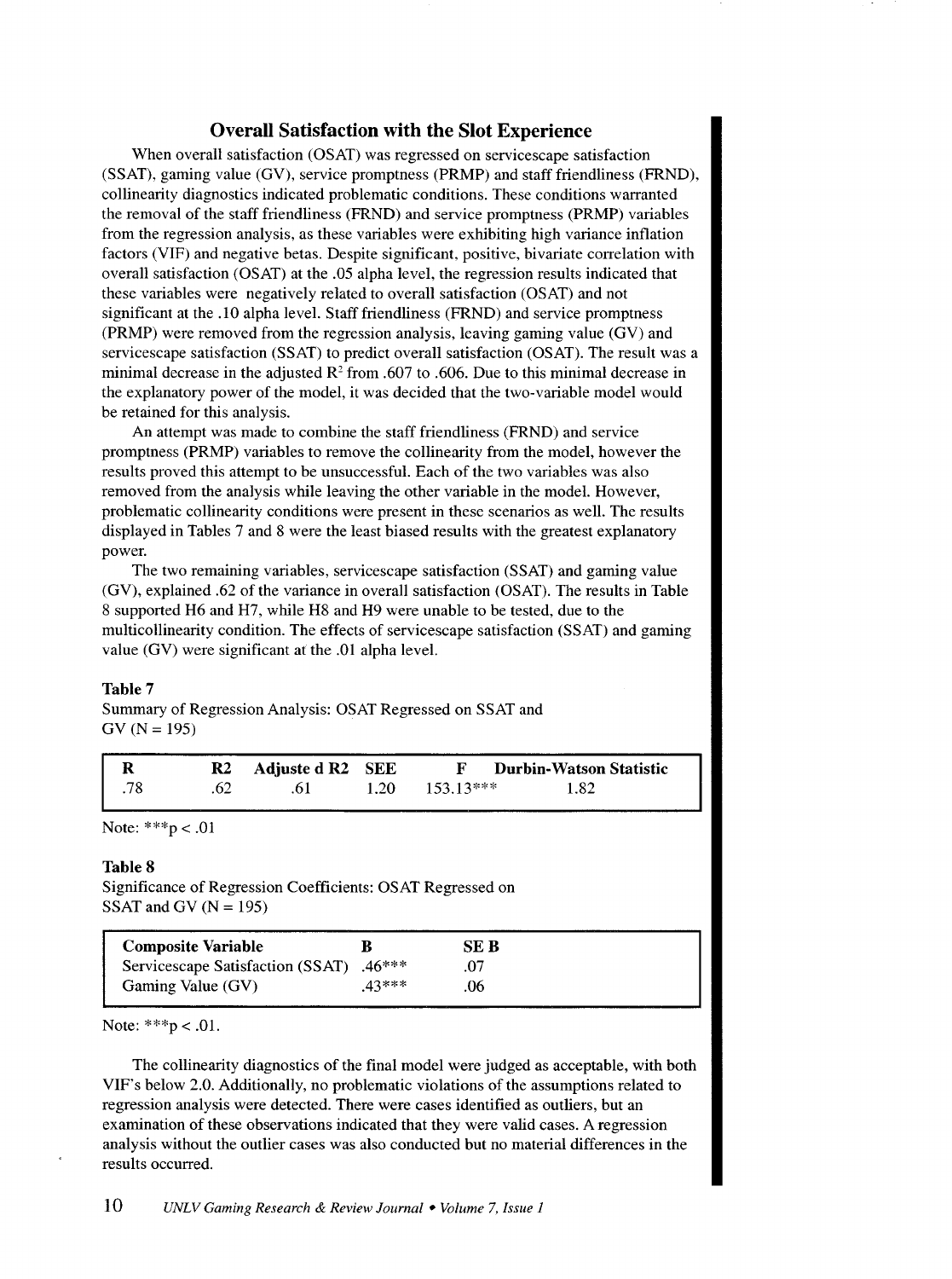## Overall Satisfaction with the Slot Experience

When overall satisfaction (OSAT) was regressed on servicescape satisfaction (SSAT), gaming value (GV), service promptness (PRMP) and staff friendliness (FRND), collinearity diagnostics indicated problematic conditions. These conditions warranted the removal of the staff friendliness (FRND) and service promptness (PRMP) variables from the regression analysis, as these variables were exhibiting high variance inflation factors (VIF) and negative betas. Despite significant, positive, bivariate correlation with overall satisfaction (OSAT) at the .05 alpha level, the regression results indicated that these variables were negatively related to overall satisfaction (OSAT) and not significant at the .10 alpha level. Staff friendliness (FRND) and service promptness (PRMP) were removed from the regression analysis, leaving gaming value (GV) and servicescape satisfaction (SSAT) to predict overall satisfaction (OSAT). The result was a minimal decrease in the adjusted $R^2$ from .607 to .606. Due to this minimal decrease in the explanatory power of the model, it was decided that the two-variable model would be retained for this analysis.

An attempt was made to combine the staff friendliness (FRND) and service promptness (PRMP) variables to remove the collinearity from the model, however the results proved this attempt to be unsuccessful. Each of the two variables was also removed from the analysis while leaving the other variable in the model. However, problematic collinearity conditions were present in these scenarios as well. The results displayed in Tables 7 and 8 were the least biased results with the greatest explanatory power.

The two remaining variables, servicescape satisfaction (SSAT) and gaming value (GV), explained .62 of the variance in overall satisfaction (OSAT). The results in Table 8 supported H6 and H7, while H8 and H9 were unable to be tested, due to the multicollinearity condition. The effects of servicescape satisfaction (SSAT) and gaming value (GV) were significant at the .01 alpha level.

**Table 7**

Summary of Regression Analysis: OSAT Regressed on SSAT and GV (N = 195)

| R | R2 | Adjuste d R2 | SEE | F | Durbin-Watson Statistic |
|---|---|---|---|---|---|
| .78 | .62 | .61 | 1.20 | 153.13*** | 1.82 |

Note: ***p < .01

**Table 8**

Significance of Regression Coefficients: OSAT Regressed on SSAT and GV (N = 195)

| Composite Variable | B | SE B |
|---|---|---|
| Servicescape Satisfaction (SSAT) | .46*** | .07 |
| Gaming Value (GV) | .43*** | .06 |

Note: ***p < .01.

The collinearity diagnostics of the final model were judged as acceptable, with both VIF's below 2.0. Additionally, no problematic violations of the assumptions related to regression analysis were detected. There were cases identified as outliers, but an examination of these observations indicated that they were valid cases. A regression analysis without the outlier cases was also conducted but no material differences in the results occurred.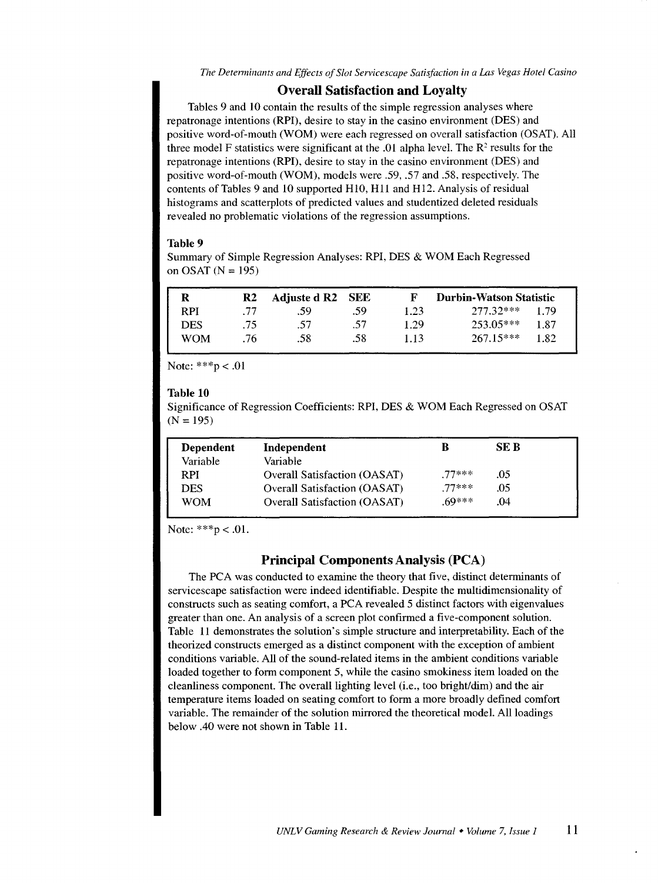## Overall Satisfaction and Loyalty

Tables 9 and 10 contain the results of the simple regression analyses where repatronage intentions (RPI), desire to stay in the casino environment (DES) and positive word-of-mouth (WOM) were each regressed on overall satisfaction (OSAT). All three model F statistics were significant at the .01 alpha level. The $R^2$ results for the repatronage intentions (RPI), desire to stay in the casino environment (DES) and positive word-of-mouth (WOM), models were .59, .57 and .58, respectively. The contents of Tables 9 and 10 supported H10, H11 and H12. Analysis of residual histograms and scatterplots of predicted values and studentized deleted residuals revealed no problematic violations of the regression assumptions.

**Table 9**

Summary of Simple Regression Analyses: RPI, DES & WOM Each Regressed on OSAT (N = 195)

| R | R2 | Adjuste d R2 | SEE | F | Durbin-Watson Statistic | |
|---|---|---|---|---|---|---|
| RPI | .77 | .59 | .59 | 1.23 | 277.32*** | 1.79 |
| DES | .75 | .57 | .57 | 1.29 | 253.05*** | 1.87 |
| WOM | .76 | .58 | .58 | 1.13 | 267.15*** | 1.82 |

Note: ***p < .01

**Table 10**

Significance of Regression Coefficients: RPI, DES & WOM Each Regressed on OSAT (N = 195)

| Dependent Variable | Independent Variable | B | SE B |
|---|---|---|---|
| RPI | Overall Satisfaction (OASAT) | .77*** | .05 |
| DES | Overall Satisfaction (OASAT) | .77*** | .05 |
| WOM | Overall Satisfaction (OASAT) | .69*** | .04 |

Note: ***p < .01.

## Principal Components Analysis (PCA)

The PCA was conducted to examine the theory that five, distinct determinants of servicescape satisfaction were indeed identifiable. Despite the multidimensionality of constructs such as seating comfort, a PCA revealed 5 distinct factors with eigenvalues greater than one. An analysis of a screen plot confirmed a five-component solution. Table 11 demonstrates the solution's simple structure and interpretability. Each of the theorized constructs emerged as a distinct component with the exception of ambient conditions variable. All of the sound-related items in the ambient conditions variable loaded together to form component 5, while the casino smokiness item loaded on the cleanliness component. The overall lighting level (i.e., too bright/dim) and the air temperature items loaded on seating comfort to form a more broadly defined comfort variable. The remainder of the solution mirrored the theoretical model. All loadings below .40 were not shown in Table 11.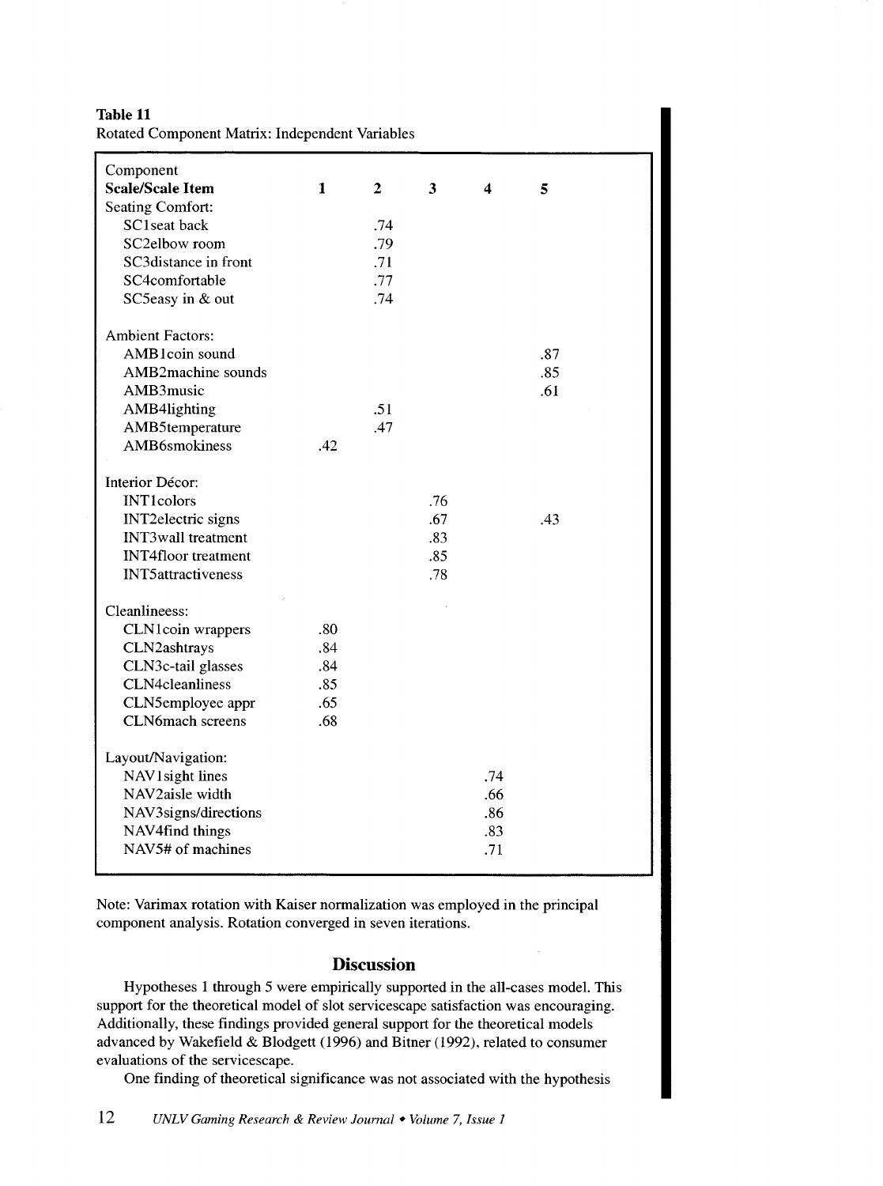**Table 11**
Rotated Component Matrix: Independent Variables

| Component<br>**Scale/Scale Item** | **1** | **2** | **3** | **4** | **5** |
|---|---|---|---|---|---|
| Seating Comfort: | | | | | |
| SC1seat back | | .74 | | | |
| SC2elbow room | | .79 | | | |
| SC3distance in front | | .71 | | | |
| SC4comfortable | | .77 | | | |
| SC5easy in & out | | .74 | | | |
| Ambient Factors: | | | | | |
| AMB1coin sound | | | | | .87 |
| AMB2machine sounds | | | | | .85 |
| AMB3music | | | | | .61 |
| AMB4lighting | | .51 | | | |
| AMB5temperature | | .47 | | | |
| AMB6smokiness | .42 | | | | |
| Interior Décor: | | | | | |
| INT1colors | | | .76 | | |
| INT2electric signs | | | .67 | | .43 |
| INT3wall treatment | | | .83 | | |
| INT4floor treatment | | | .85 | | |
| INT5attractiveness | | | .78 | | |
| Cleanlineess: | | | | | |
| CLN1coin wrappers | .80 | | | | |
| CLN2ashtrays | .84 | | | | |
| CLN3c-tail glasses | .84 | | | | |
| CLN4cleanliness | .85 | | | | |
| CLN5employee appr | .65 | | | | |
| CLN6mach screens | .68 | | | | |
| Layout/Navigation: | | | | | |
| NAV1sight lines | | | | .74 | |
| NAV2aisle width | | | | .66 | |
| NAV3signs/directions | | | | .86 | |
| NAV4find things | | | | .83 | |
| NAV5# of machines | | | | .71 | |

Note: Varimax rotation with Kaiser normalization was employed in the principal component analysis. Rotation converged in seven iterations.

## Discussion

Hypotheses 1 through 5 were empirically supported in the all-cases model. This support for the theoretical model of slot servicescape satisfaction was encouraging. Additionally, these findings provided general support for the theoretical models advanced by Wakefield & Blodgett (1996) and Bitner (1992), related to consumer evaluations of the servicescape.

One finding of theoretical significance was not associated with the hypothesis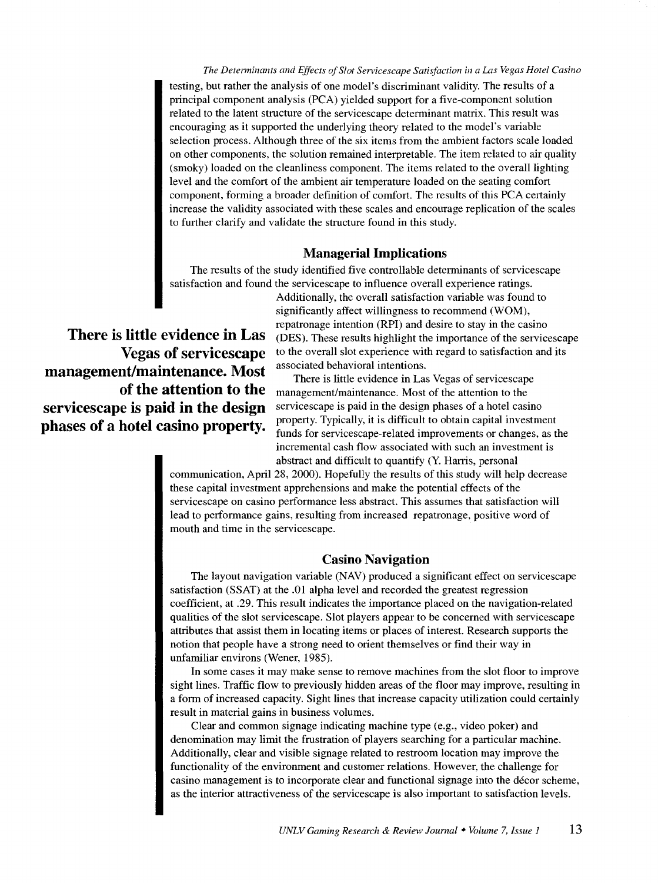testing, but rather the analysis of one model's discriminant validity. The results of a principal component analysis (PCA) yielded support for a five-component solution related to the latent structure of the servicescape determinant matrix. This result was encouraging as it supported the underlying theory related to the model's variable selection process. Although three of the six items from the ambient factors scale loaded on other components, the solution remained interpretable. The item related to air quality (smoky) loaded on the cleanliness component. The items related to the overall lighting level and the comfort of the ambient air temperature loaded on the seating comfort component, forming a broader definition of comfort. The results of this PCA certainly increase the validity associated with these scales and encourage replication of the scales to further clarify and validate the structure found in this study.

## Managerial Implications

The results of the study identified five controllable determinants of servicescape satisfaction and found the servicescape to influence overall experience ratings. Additionally, the overall satisfaction variable was found to significantly affect willingness to recommend (WOM), repatronage intention (RPI) and desire to stay in the casino (DES). These results highlight the importance of the servicescape to the overall slot experience with regard to satisfaction and its associated behavioral intentions.

**There is little evidence in Las Vegas of servicescape management/maintenance. Most of the attention to the servicescape is paid in the design phases of a hotel casino property.**

There is little evidence in Las Vegas of servicescape management/maintenance. Most of the attention to the servicescape is paid in the design phases of a hotel casino property. Typically, it is difficult to obtain capital investment funds for servicescape-related improvements or changes, as the incremental cash flow associated with such an investment is abstract and difficult to quantify (Y. Harris, personal communication, April 28, 2000). Hopefully the results of this study will help decrease these capital investment apprehensions and make the potential effects of the servicescape on casino performance less abstract. This assumes that satisfaction will lead to performance gains, resulting from increased repatronage, positive word of mouth and time in the servicescape.

## Casino Navigation

The layout navigation variable (NAV) produced a significant effect on servicescape satisfaction (SSAT) at the .01 alpha level and recorded the greatest regression coefficient, at .29. This result indicates the importance placed on the navigation-related qualities of the slot servicescape. Slot players appear to be concerned with servicescape attributes that assist them in locating items or places of interest. Research supports the notion that people have a strong need to orient themselves or find their way in unfamiliar environs (Wener, 1985).

In some cases it may make sense to remove machines from the slot floor to improve sight lines. Traffic flow to previously hidden areas of the floor may improve, resulting in a form of increased capacity. Sight lines that increase capacity utilization could certainly result in material gains in business volumes.

Clear and common signage indicating machine type (e.g., video poker) and denomination may limit the frustration of players searching for a particular machine. Additionally, clear and visible signage related to restroom location may improve the functionality of the environment and customer relations. However, the challenge for casino management is to incorporate clear and functional signage into the décor scheme, as the interior attractiveness of the servicescape is also important to satisfaction levels.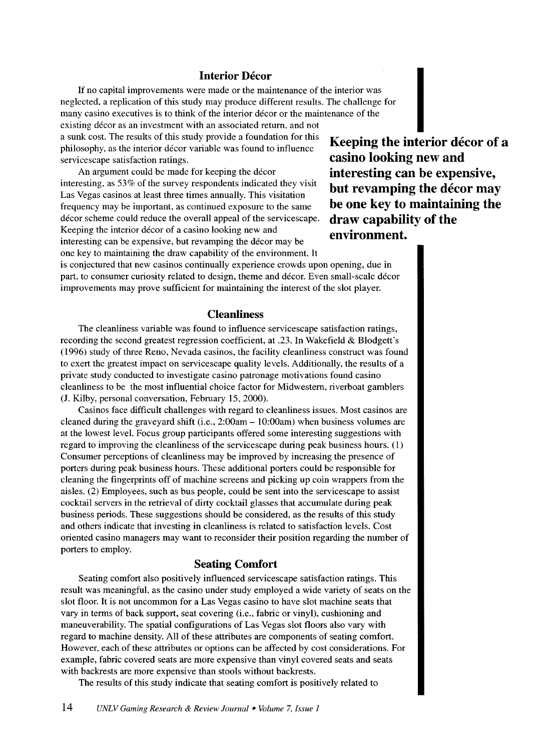## Interior Décor

If no capital improvements were made or the maintenance of the interior was neglected, a replication of this study may produce different results. The challenge for many casino executives is to think of the interior décor or the maintenance of the existing décor as an investment with an associated return, and not a sunk cost. The results of this study provide a foundation for this philosophy, as the interior décor variable was found to influence servicescape satisfaction ratings.

An argument could be made for keeping the décor interesting, as 53% of the survey respondents indicated they visit Las Vegas casinos at least three times annually. This visitation frequency may be important, as continued exposure to the same décor scheme could reduce the overall appeal of the servicescape. Keeping the interior décor of a casino looking new and interesting can be expensive, but revamping the décor may be one key to maintaining the draw capability of the environment. It is conjectured that new casinos continually experience crowds upon opening, due in part, to consumer curiosity related to design, theme and décor. Even small-scale décor improvements may prove sufficient for maintaining the interest of the slot player.

**Keeping the interior décor of a casino looking new and interesting can be expensive, but revamping the décor may be one key to maintaining the draw capability of the environment.**

## Cleanliness

The cleanliness variable was found to influence servicescape satisfaction ratings, recording the second greatest regression coefficient, at .23. In Wakefield & Blodgett's (1996) study of three Reno, Nevada casinos, the facility cleanliness construct was found to exert the greatest impact on servicescape quality levels. Additionally, the results of a private study conducted to investigate casino patronage motivations found casino cleanliness to be the most influential choice factor for Midwestern, riverboat gamblers (J. Kilby, personal conversation, February 15, 2000).

Casinos face difficult challenges with regard to cleanliness issues. Most casinos are cleaned during the graveyard shift (i.e., 2:00am – 10:00am) when business volumes are at the lowest level. Focus group participants offered some interesting suggestions with regard to improving the cleanliness of the servicescape during peak business hours. (1) Consumer perceptions of cleanliness may be improved by increasing the presence of porters during peak business hours. These additional porters could be responsible for cleaning the fingerprints off of machine screens and picking up coin wrappers from the aisles. (2) Employees, such as bus people, could be sent into the servicescape to assist cocktail servers in the retrieval of dirty cocktail glasses that accumulate during peak business periods. These suggestions should be considered, as the results of this study and others indicate that investing in cleanliness is related to satisfaction levels. Cost oriented casino managers may want to reconsider their position regarding the number of porters to employ.

## Seating Comfort

Seating comfort also positively influenced servicescape satisfaction ratings. This result was meaningful, as the casino under study employed a wide variety of seats on the slot floor. It is not uncommon for a Las Vegas casino to have slot machine seats that vary in terms of back support, seat covering (i.e., fabric or vinyl), cushioning and maneuverability. The spatial configurations of Las Vegas slot floors also vary with regard to machine density. All of these attributes are components of seating comfort. However, each of these attributes or options can be affected by cost considerations. For example, fabric covered seats are more expensive than vinyl covered seats and seats with backrests are more expensive than stools without backrests.

The results of this study indicate that seating comfort is positively related to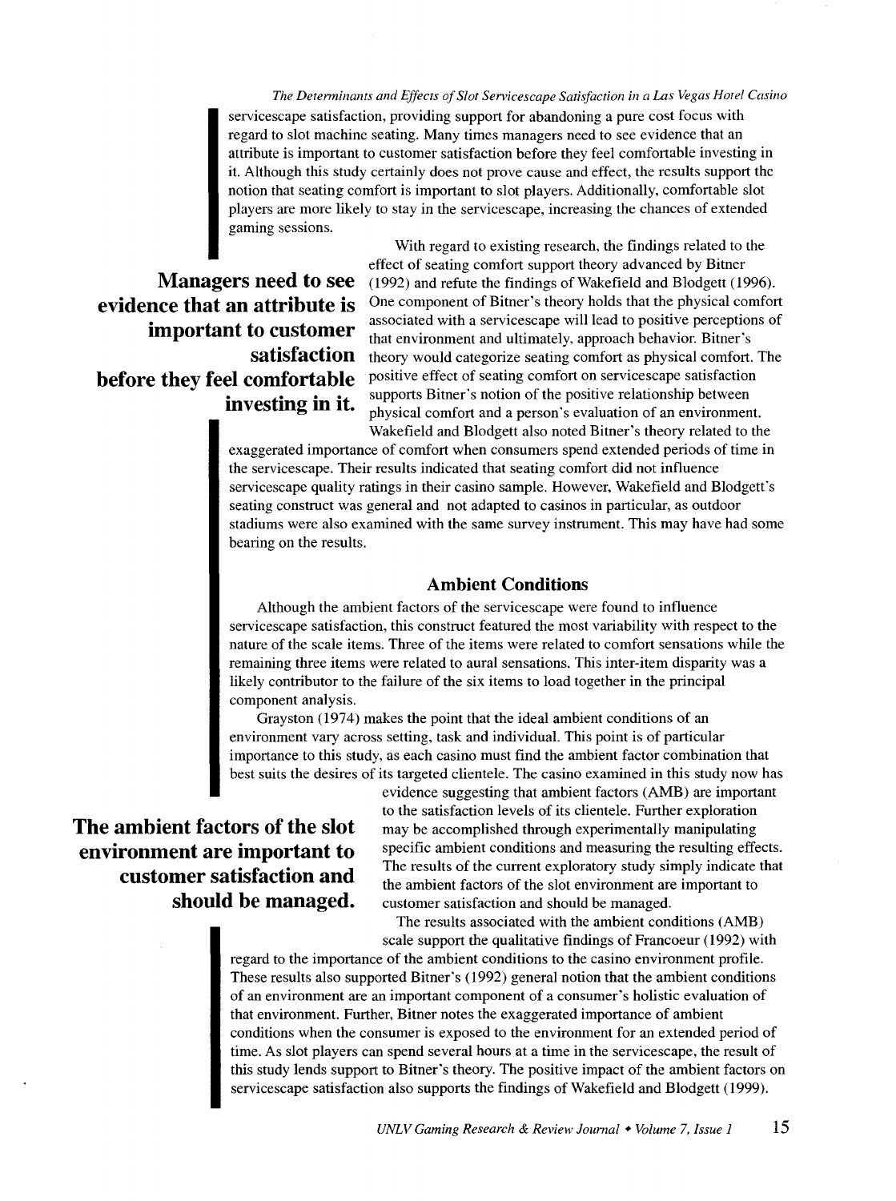servicescape satisfaction, providing support for abandoning a pure cost focus with regard to slot machine seating. Many times managers need to see evidence that an attribute is important to customer satisfaction before they feel comfortable investing in it. Although this study certainly does not prove cause and effect, the results support the notion that seating comfort is important to slot players. Additionally, comfortable slot players are more likely to stay in the servicescape, increasing the chances of extended gaming sessions.

**Managers need to see evidence that an attribute is important to customer satisfaction before they feel comfortable investing in it.**

With regard to existing research, the findings related to the effect of seating comfort support theory advanced by Bitner (1992) and refute the findings of Wakefield and Blodgett (1996). One component of Bitner's theory holds that the physical comfort associated with a servicescape will lead to positive perceptions of that environment and ultimately, approach behavior. Bitner's theory would categorize seating comfort as physical comfort. The positive effect of seating comfort on servicescape satisfaction supports Bitner's notion of the positive relationship between physical comfort and a person's evaluation of an environment. Wakefield and Blodgett also noted Bitner's theory related to the exaggerated importance of comfort when consumers spend extended periods of time in the servicescape. Their results indicated that seating comfort did not influence servicescape quality ratings in their casino sample. However, Wakefield and Blodgett's seating construct was general and not adapted to casinos in particular, as outdoor stadiums were also examined with the same survey instrument. This may have had some bearing on the results.

## Ambient Conditions

Although the ambient factors of the servicescape were found to influence servicescape satisfaction, this construct featured the most variability with respect to the nature of the scale items. Three of the items were related to comfort sensations while the remaining three items were related to aural sensations. This inter-item disparity was a likely contributor to the failure of the six items to load together in the principal component analysis.

Grayston (1974) makes the point that the ideal ambient conditions of an environment vary across setting, task and individual. This point is of particular importance to this study, as each casino must find the ambient factor combination that best suits the desires of its targeted clientele. The casino examined in this study now has evidence suggesting that ambient factors (AMB) are important to the satisfaction levels of its clientele. Further exploration may be accomplished through experimentally manipulating specific ambient conditions and measuring the resulting effects. The results of the current exploratory study simply indicate that the ambient factors of the slot environment are important to customer satisfaction and should be managed.

**The ambient factors of the slot environment are important to customer satisfaction and should be managed.**

The results associated with the ambient conditions (AMB) scale support the qualitative findings of Francoeur (1992) with regard to the importance of the ambient conditions to the casino environment profile. These results also supported Bitner's (1992) general notion that the ambient conditions of an environment are an important component of a consumer's holistic evaluation of that environment. Further, Bitner notes the exaggerated importance of ambient conditions when the consumer is exposed to the environment for an extended period of time. As slot players can spend several hours at a time in the servicescape, the result of this study lends support to Bitner's theory. The positive impact of the ambient factors on servicescape satisfaction also supports the findings of Wakefield and Blodgett (1999).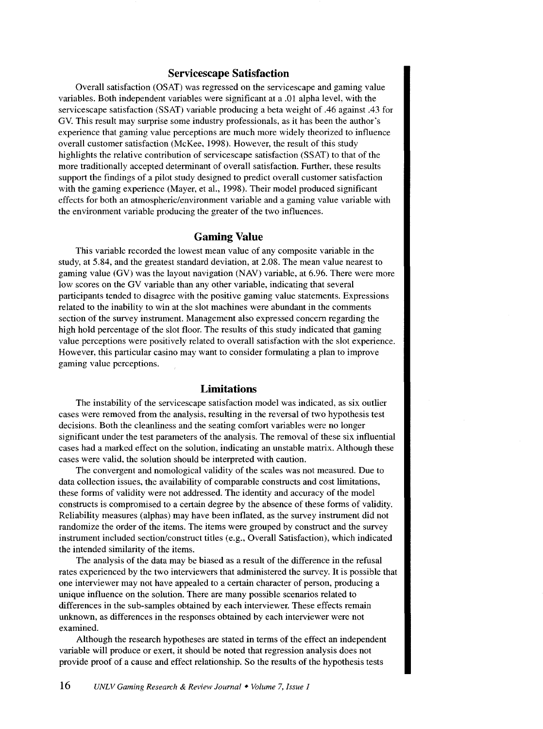### Servicescape Satisfaction

Overall satisfaction (OSAT) was regressed on the servicescape and gaming value variables. Both independent variables were significant at a .01 alpha level, with the servicescape satisfaction (SSAT) variable producing a beta weight of .46 against .43 for GV. This result may surprise some industry professionals, as it has been the author's experience that gaming value perceptions are much more widely theorized to influence overall customer satisfaction (McKee, 1998). However, the result of this study highlights the relative contribution of servicescape satisfaction (SSAT) to that of the more traditionally accepted determinant of overall satisfaction. Further, these results support the findings of a pilot study designed to predict overall customer satisfaction with the gaming experience (Mayer, et al., 1998). Their model produced significant effects for both an atmospheric/environment variable and a gaming value variable with the environment variable producing the greater of the two influences.

### Gaming Value

This variable recorded the lowest mean value of any composite variable in the study, at 5.84, and the greatest standard deviation, at 2.08. The mean value nearest to gaming value (GV) was the layout navigation (NAV) variable, at 6.96. There were more low scores on the GV variable than any other variable, indicating that several participants tended to disagree with the positive gaming value statements. Expressions related to the inability to win at the slot machines were abundant in the comments section of the survey instrument. Management also expressed concern regarding the high hold percentage of the slot floor. The results of this study indicated that gaming value perceptions were positively related to overall satisfaction with the slot experience. However, this particular casino may want to consider formulating a plan to improve gaming value perceptions.

### Limitations

The instability of the servicescape satisfaction model was indicated, as six outlier cases were removed from the analysis, resulting in the reversal of two hypothesis test decisions. Both the cleanliness and the seating comfort variables were no longer significant under the test parameters of the analysis. The removal of these six influential cases had a marked effect on the solution, indicating an unstable matrix. Although these cases were valid, the solution should be interpreted with caution.

The convergent and nomological validity of the scales was not measured. Due to data collection issues, the availability of comparable constructs and cost limitations, these forms of validity were not addressed. The identity and accuracy of the model constructs is compromised to a certain degree by the absence of these forms of validity. Reliability measures (alphas) may have been inflated, as the survey instrument did not randomize the order of the items. The items were grouped by construct and the survey instrument included section/construct titles (e.g., Overall Satisfaction), which indicated the intended similarity of the items.

The analysis of the data may be biased as a result of the difference in the refusal rates experienced by the two interviewers that administered the survey. It is possible that one interviewer may not have appealed to a certain character of person, producing a unique influence on the solution. There are many possible scenarios related to differences in the sub-samples obtained by each interviewer. These effects remain unknown, as differences in the responses obtained by each interviewer were not examined.

Although the research hypotheses are stated in terms of the effect an independent variable will produce or exert, it should be noted that regression analysis does not provide proof of a cause and effect relationship. So the results of the hypothesis tests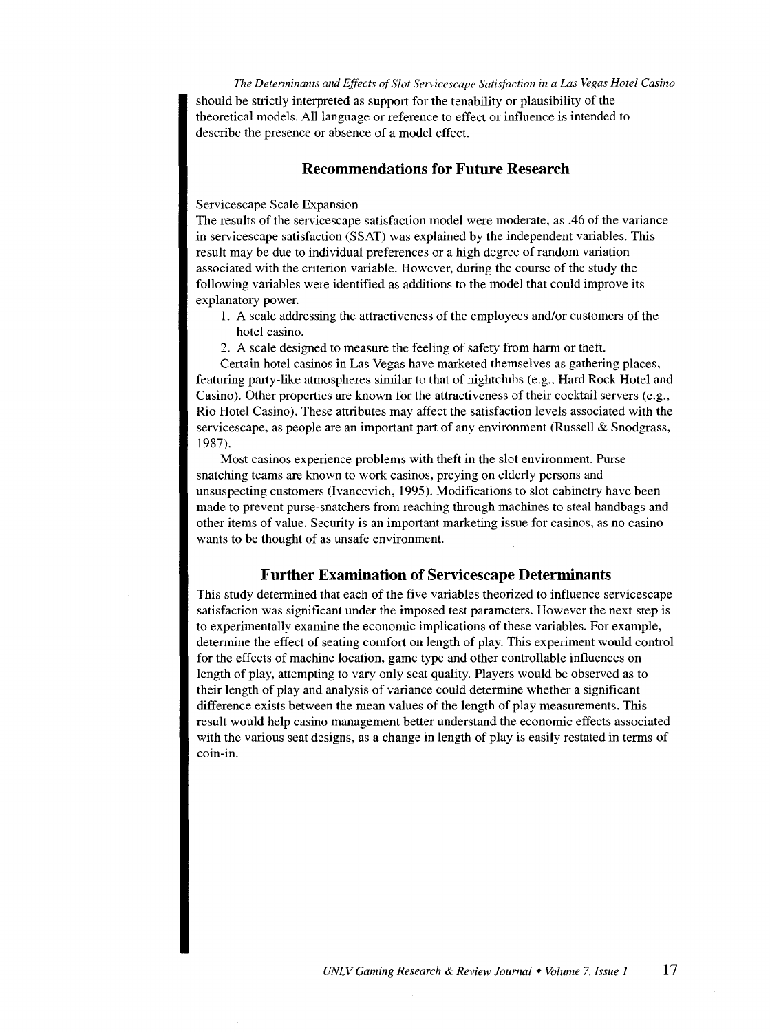should be strictly interpreted as support for the tenability or plausibility of the theoretical models. All language or reference to effect or influence is intended to describe the presence or absence of a model effect.

## Recommendations for Future Research

Servicescape Scale Expansion

The results of the servicescape satisfaction model were moderate, as .46 of the variance in servicescape satisfaction (SSAT) was explained by the independent variables. This result may be due to individual preferences or a high degree of random variation associated with the criterion variable. However, during the course of the study the following variables were identified as additions to the model that could improve its explanatory power.

1. A scale addressing the attractiveness of the employees and/or customers of the hotel casino.
2. A scale designed to measure the feeling of safety from harm or theft.

Certain hotel casinos in Las Vegas have marketed themselves as gathering places, featuring party-like atmospheres similar to that of nightclubs (e.g., Hard Rock Hotel and Casino). Other properties are known for the attractiveness of their cocktail servers (e.g., Rio Hotel Casino). These attributes may affect the satisfaction levels associated with the servicescape, as people are an important part of any environment (Russell & Snodgrass, 1987).

Most casinos experience problems with theft in the slot environment. Purse snatching teams are known to work casinos, preying on elderly persons and unsuspecting customers (Ivancevich, 1995). Modifications to slot cabinetry have been made to prevent purse-snatchers from reaching through machines to steal handbags and other items of value. Security is an important marketing issue for casinos, as no casino wants to be thought of as unsafe environment.

## Further Examination of Servicescape Determinants

This study determined that each of the five variables theorized to influence servicescape satisfaction was significant under the imposed test parameters. However the next step is to experimentally examine the economic implications of these variables. For example, determine the effect of seating comfort on length of play. This experiment would control for the effects of machine location, game type and other controllable influences on length of play, attempting to vary only seat quality. Players would be observed as to their length of play and analysis of variance could determine whether a significant difference exists between the mean values of the length of play measurements. This result would help casino management better understand the economic effects associated with the various seat designs, as a change in length of play is easily restated in terms of coin-in.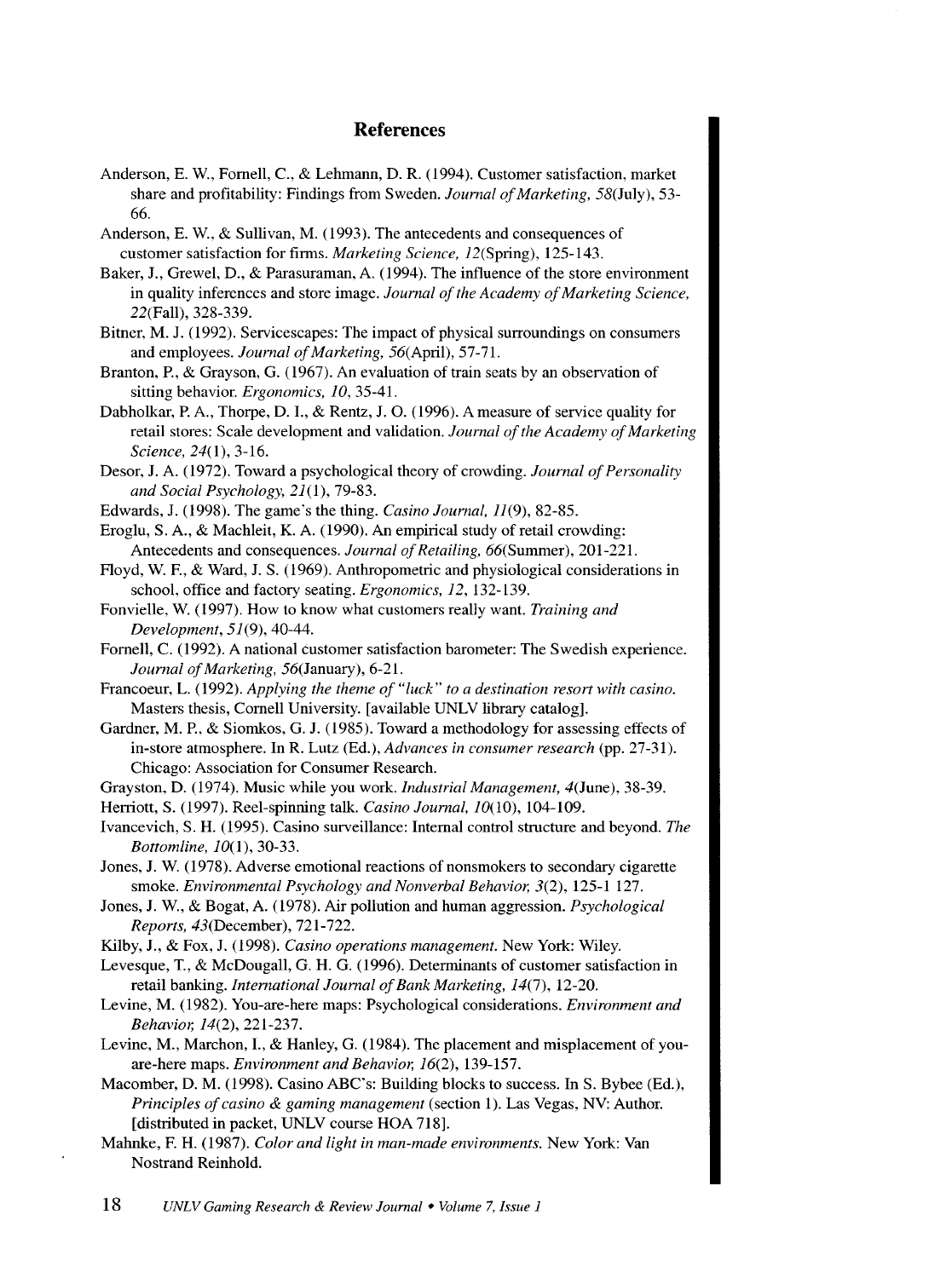## References

Anderson, E. W., Fornell, C., & Lehmann, D. R. (1994). Customer satisfaction, market share and profitability: Findings from Sweden. *Journal of Marketing, 58*(July), 53-66.

Anderson, E. W., & Sullivan, M. (1993). The antecedents and consequences of customer satisfaction for firms. *Marketing Science, 12*(Spring), 125-143.

Baker, J., Grewel, D., & Parasuraman, A. (1994). The influence of the store environment in quality inferences and store image. *Journal of the Academy of Marketing Science, 22*(Fall), 328-339.

Bitner, M. J. (1992). Servicescapes: The impact of physical surroundings on consumers and employees. *Journal of Marketing, 56*(April), 57-71.

Branton, P., & Grayson, G. (1967). An evaluation of train seats by an observation of sitting behavior. *Ergonomics, 10*, 35-41.

Dabholkar, P. A., Thorpe, D. I., & Rentz, J. O. (1996). A measure of service quality for retail stores: Scale development and validation. *Journal of the Academy of Marketing Science, 24*(1), 3-16.

Desor, J. A. (1972). Toward a psychological theory of crowding. *Journal of Personality and Social Psychology, 21*(1), 79-83.

Edwards, J. (1998). The game's the thing. *Casino Journal, 11*(9), 82-85.

Eroglu, S. A., & Machleit, K. A. (1990). An empirical study of retail crowding: Antecedents and consequences. *Journal of Retailing, 66*(Summer), 201-221.

Floyd, W. F., & Ward, J. S. (1969). Anthropometric and physiological considerations in school, office and factory seating. *Ergonomics, 12*, 132-139.

Fonvielle, W. (1997). How to know what customers really want. *Training and Development, 51*(9), 40-44.

Fornell, C. (1992). A national customer satisfaction barometer: The Swedish experience. *Journal of Marketing, 56*(January), 6-21.

Francoeur, L. (1992). *Applying the theme of "luck" to a destination resort with casino.* Masters thesis, Cornell University. [available UNLV library catalog].

Gardner, M. P., & Siomkos, G. J. (1985). Toward a methodology for assessing effects of in-store atmosphere. In R. Lutz (Ed.), *Advances in consumer research* (pp. 27-31). Chicago: Association for Consumer Research.

Grayston, D. (1974). Music while you work. *Industrial Management, 4*(June), 38-39.

Herriott, S. (1997). Reel-spinning talk. *Casino Journal, 10*(10), 104-109.

Ivancevich, S. H. (1995). Casino surveillance: Internal control structure and beyond. *The Bottomline, 10*(1), 30-33.

Jones, J. W. (1978). Adverse emotional reactions of nonsmokers to secondary cigarette smoke. *Environmental Psychology and Nonverbal Behavior, 3*(2), 125-1 127.

Jones, J. W., & Bogat, A. (1978). Air pollution and human aggression. *Psychological Reports, 43*(December), 721-722.

Kilby, J., & Fox, J. (1998). *Casino operations management.* New York: Wiley.

Levesque, T., & McDougall, G. H. G. (1996). Determinants of customer satisfaction in retail banking. *International Journal of Bank Marketing, 14*(7), 12-20.

Levine, M. (1982). You-are-here maps: Psychological considerations. *Environment and Behavior, 14*(2), 221-237.

Levine, M., Marchon, I., & Hanley, G. (1984). The placement and misplacement of you-are-here maps. *Environment and Behavior, 16*(2), 139-157.

Macomber, D. M. (1998). Casino ABC's: Building blocks to success. In S. Bybee (Ed.), *Principles of casino & gaming management* (section 1). Las Vegas, NV: Author. [distributed in packet, UNLV course HOA 718].

Mahnke, F. H. (1987). *Color and light in man-made environments.* New York: Van Nostrand Reinhold.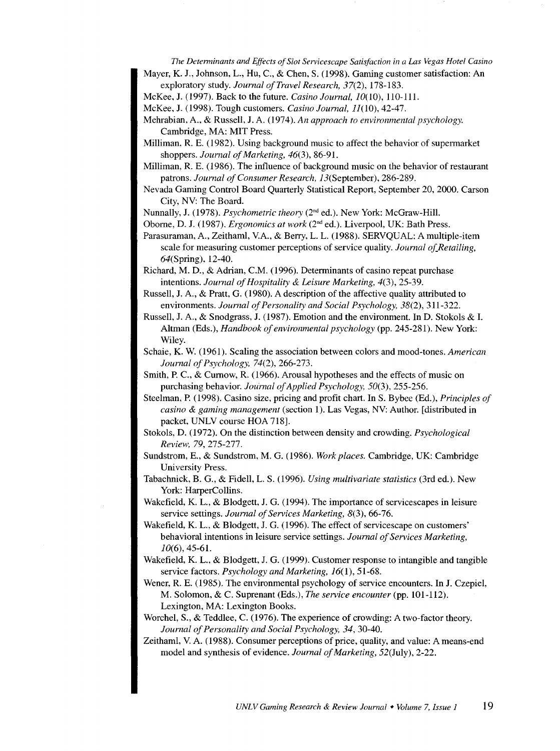Mayer, K. J., Johnson, L., Hu, C., & Chen, S. (1998). Gaming customer satisfaction: An exploratory study. *Journal of Travel Research, 37*(2), 178-183.

McKee, J. (1997). Back to the future. *Casino Journal, 10*(10), 110-111.

McKee, J. (1998). Tough customers. *Casino Journal, 11*(10), 42-47.

Mehrabian, A., & Russell, J. A. (1974). *An approach to environmental psychology.* Cambridge, MA: MIT Press.

Milliman, R. E. (1982). Using background music to affect the behavior of supermarket shoppers. *Journal of Marketing, 46*(3), 86-91.

Milliman, R. E. (1986). The influence of background music on the behavior of restaurant patrons. *Journal of Consumer Research, 13*(September), 286-289.

Nevada Gaming Control Board Quarterly Statistical Report, September 20, 2000. Carson City, NV: The Board.

Nunnally, J. (1978). *Psychometric theory* (2nd ed.). New York: McGraw-Hill.

Oborne, D. J. (1987). *Ergonomics at work* (2nd ed.). Liverpool, UK: Bath Press.

Parasuraman, A., Zeithaml, V.A., & Berry, L. L. (1988). SERVQUAL: A multiple-item scale for measuring customer perceptions of service quality. *Journal of Retailing, 64*(Spring), 12-40.

Richard, M. D., & Adrian, C.M. (1996). Determinants of casino repeat purchase intentions. *Journal of Hospitality & Leisure Marketing, 4*(3), 25-39.

Russell, J. A., & Pratt, G. (1980). A description of the affective quality attributed to environments. *Journal of Personality and Social Psychology, 38*(2), 311-322.

Russell, J. A., & Snodgrass, J. (1987). Emotion and the environment. In D. Stokols & I. Altman (Eds.), *Handbook of environmental psychology* (pp. 245-281). New York: Wiley.

Schaie, K. W. (1961). Scaling the association between colors and mood-tones. *American Journal of Psychology, 74*(2), 266-273.

Smith, P. C., & Curnow, R. (1966). Arousal hypotheses and the effects of music on purchasing behavior. *Journal of Applied Psychology, 50*(3), 255-256.

Steelman, P. (1998). Casino size, pricing and profit chart. In S. Bybee (Ed.), *Principles of casino & gaming management* (section 1). Las Vegas, NV: Author. [distributed in packet, UNLV course HOA 718].

Stokols, D. (1972). On the distinction between density and crowding. *Psychological Review, 79*, 275-277.

Sundstrom, E., & Sundstrom, M. G. (1986). *Work places.* Cambridge, UK: Cambridge University Press.

Tabachnick, B. G., & Fidell, L. S. (1996). *Using multivariate statistics* (3rd ed.). New York: HarperCollins.

Wakefield, K. L., & Blodgett, J. G. (1994). The importance of servicescapes in leisure service settings. *Journal of Services Marketing, 8*(3), 66-76.

Wakefield, K. L., & Blodgett, J. G. (1996). The effect of servicescape on customers' behavioral intentions in leisure service settings. *Journal of Services Marketing, 10*(6), 45-61.

Wakefield, K. L., & Blodgett, J. G. (1999). Customer response to intangible and tangible service factors. *Psychology and Marketing, 16*(1), 51-68.

Wener, R. E. (1985). The environmental psychology of service encounters. In J. Czepiel, M. Solomon, & C. Suprenant (Eds.), *The service encounter* (pp. 101-112). Lexington, MA: Lexington Books.

Worchel, S., & Teddlee, C. (1976). The experience of crowding: A two-factor theory. *Journal of Personality and Social Psychology, 34*, 30-40.

Zeithaml, V. A. (1988). Consumer perceptions of price, quality, and value: A means-end model and synthesis of evidence. *Journal of Marketing, 52*(July), 2-22.